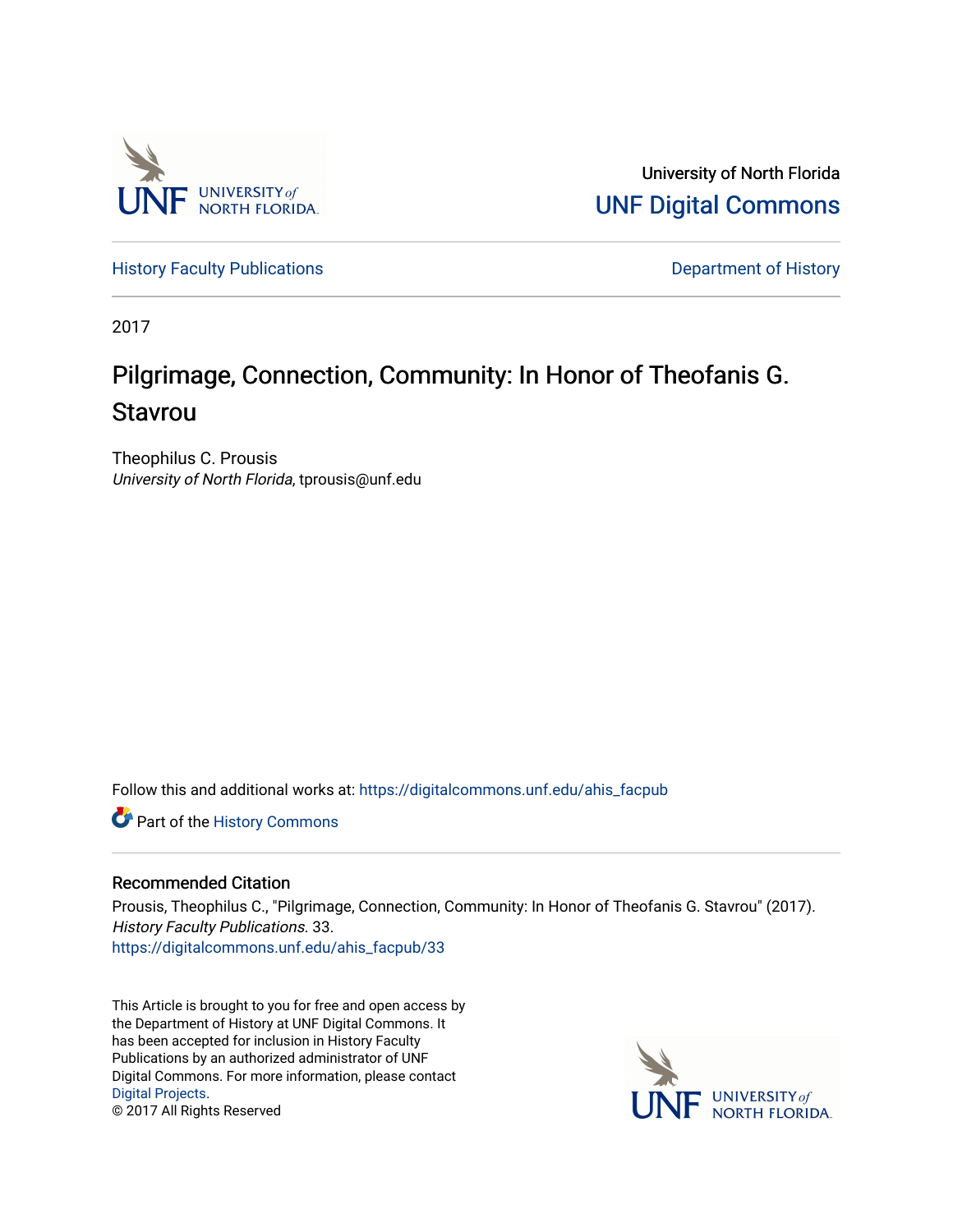University of North Florida

UNF Digital Commons

History Faculty Publications | Department of History

2017

# Pilgrimage, Connection, Community: In Honor of Theofanis G. Stavrou

Theophilus C. Prousis
*University of North Florida*, tprousis@unf.edu

Follow this and additional works at: https://digitalcommons.unf.edu/ahis_facpub

Part of the History Commons

## Recommended Citation

Prousis, Theophilus C., "Pilgrimage, Connection, Community: In Honor of Theofanis G. Stavrou" (2017). *History Faculty Publications*. 33.
https://digitalcommons.unf.edu/ahis_facpub/33

This Article is brought to you for free and open access by the Department of History at UNF Digital Commons. It has been accepted for inclusion in History Faculty Publications by an authorized administrator of UNF Digital Commons. For more information, please contact Digital Projects.
© 2017 All Rights Reserved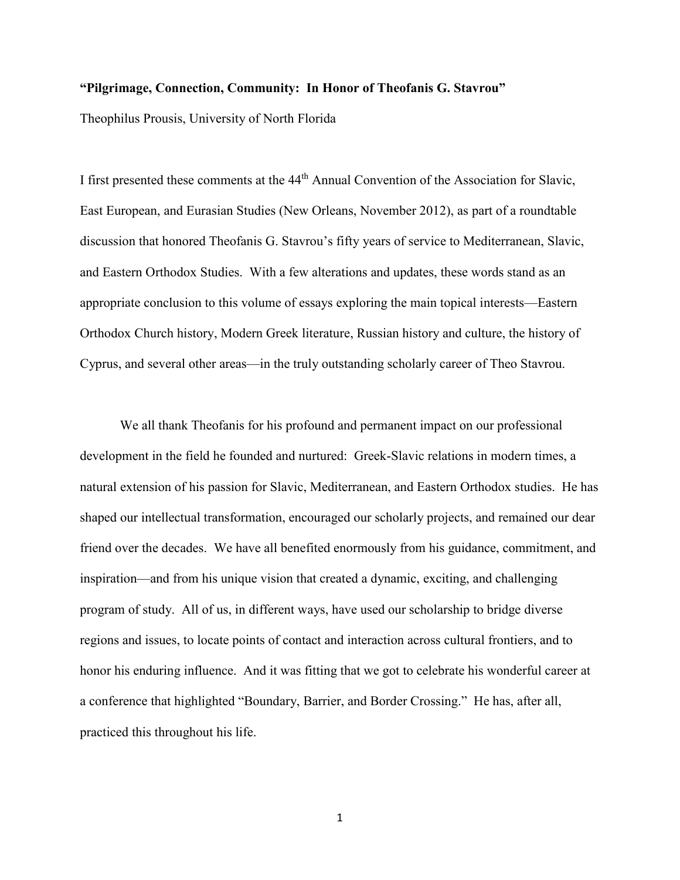**"Pilgrimage, Connection, Community: In Honor of Theofanis G. Stavrou"**

Theophilus Prousis, University of North Florida

I first presented these comments at the 44th Annual Convention of the Association for Slavic, East European, and Eurasian Studies (New Orleans, November 2012), as part of a roundtable discussion that honored Theofanis G. Stavrou's fifty years of service to Mediterranean, Slavic, and Eastern Orthodox Studies. With a few alterations and updates, these words stand as an appropriate conclusion to this volume of essays exploring the main topical interests—Eastern Orthodox Church history, Modern Greek literature, Russian history and culture, the history of Cyprus, and several other areas—in the truly outstanding scholarly career of Theo Stavrou.

We all thank Theofanis for his profound and permanent impact on our professional development in the field he founded and nurtured: Greek-Slavic relations in modern times, a natural extension of his passion for Slavic, Mediterranean, and Eastern Orthodox studies. He has shaped our intellectual transformation, encouraged our scholarly projects, and remained our dear friend over the decades. We have all benefited enormously from his guidance, commitment, and inspiration—and from his unique vision that created a dynamic, exciting, and challenging program of study. All of us, in different ways, have used our scholarship to bridge diverse regions and issues, to locate points of contact and interaction across cultural frontiers, and to honor his enduring influence. And it was fitting that we got to celebrate his wonderful career at a conference that highlighted "Boundary, Barrier, and Border Crossing." He has, after all, practiced this throughout his life.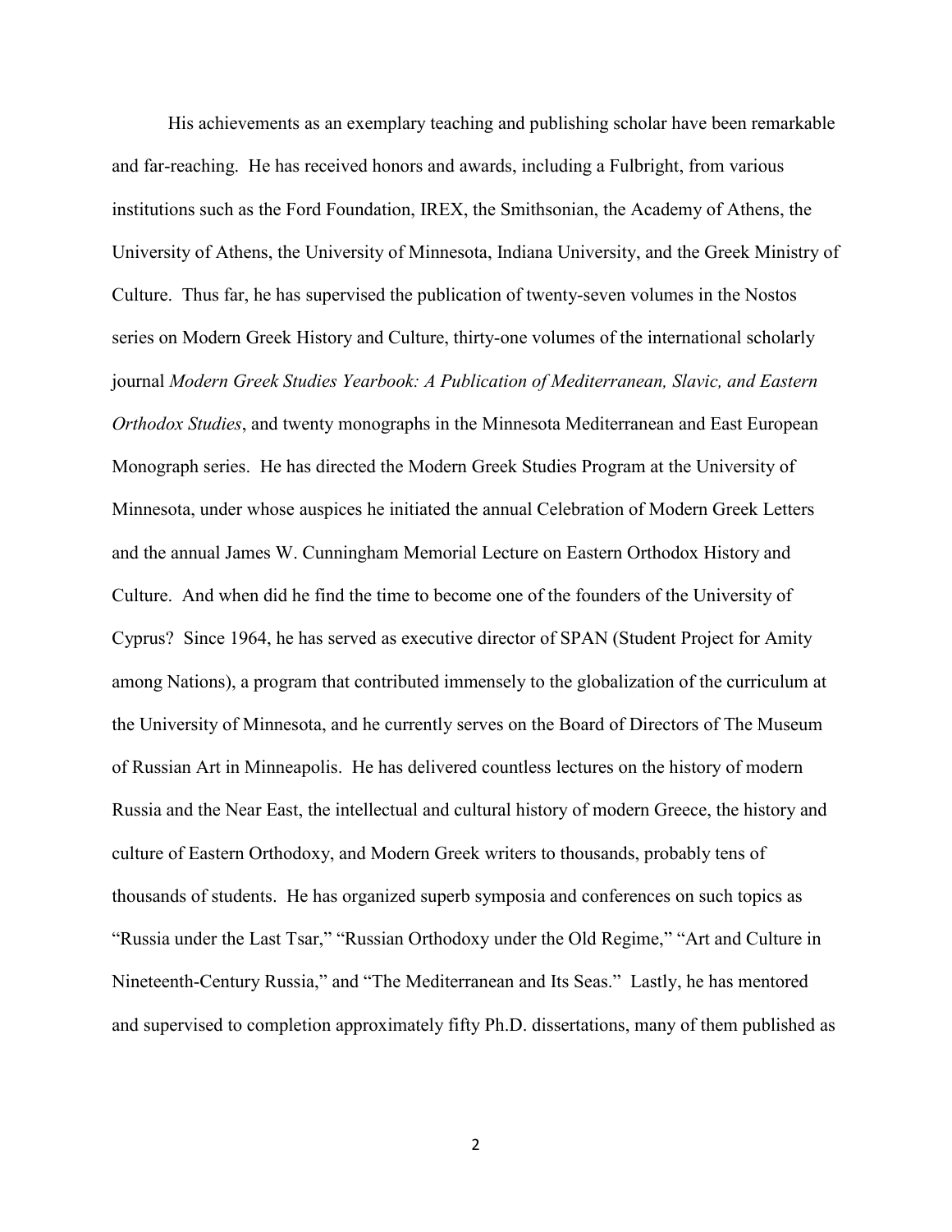His achievements as an exemplary teaching and publishing scholar have been remarkable and far-reaching. He has received honors and awards, including a Fulbright, from various institutions such as the Ford Foundation, IREX, the Smithsonian, the Academy of Athens, the University of Athens, the University of Minnesota, Indiana University, and the Greek Ministry of Culture. Thus far, he has supervised the publication of twenty-seven volumes in the Nostos series on Modern Greek History and Culture, thirty-one volumes of the international scholarly journal *Modern Greek Studies Yearbook: A Publication of Mediterranean, Slavic, and Eastern Orthodox Studies*, and twenty monographs in the Minnesota Mediterranean and East European Monograph series. He has directed the Modern Greek Studies Program at the University of Minnesota, under whose auspices he initiated the annual Celebration of Modern Greek Letters and the annual James W. Cunningham Memorial Lecture on Eastern Orthodox History and Culture. And when did he find the time to become one of the founders of the University of Cyprus? Since 1964, he has served as executive director of SPAN (Student Project for Amity among Nations), a program that contributed immensely to the globalization of the curriculum at the University of Minnesota, and he currently serves on the Board of Directors of The Museum of Russian Art in Minneapolis. He has delivered countless lectures on the history of modern Russia and the Near East, the intellectual and cultural history of modern Greece, the history and culture of Eastern Orthodoxy, and Modern Greek writers to thousands, probably tens of thousands of students. He has organized superb symposia and conferences on such topics as "Russia under the Last Tsar," "Russian Orthodoxy under the Old Regime," "Art and Culture in Nineteenth-Century Russia," and "The Mediterranean and Its Seas." Lastly, he has mentored and supervised to completion approximately fifty Ph.D. dissertations, many of them published as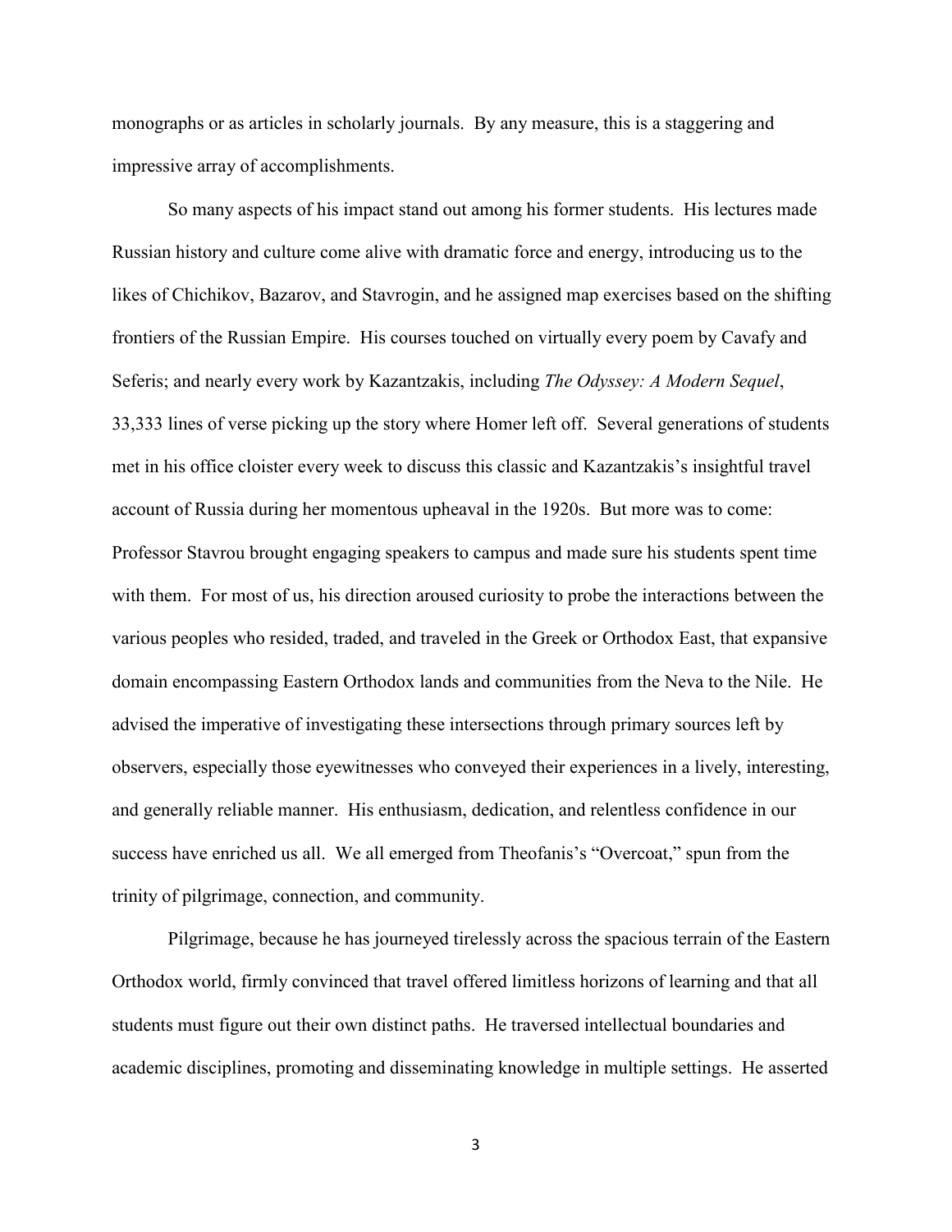monographs or as articles in scholarly journals. By any measure, this is a staggering and impressive array of accomplishments.

So many aspects of his impact stand out among his former students. His lectures made Russian history and culture come alive with dramatic force and energy, introducing us to the likes of Chichikov, Bazarov, and Stavrogin, and he assigned map exercises based on the shifting frontiers of the Russian Empire. His courses touched on virtually every poem by Cavafy and Seferis; and nearly every work by Kazantzakis, including *The Odyssey: A Modern Sequel*, 33,333 lines of verse picking up the story where Homer left off. Several generations of students met in his office cloister every week to discuss this classic and Kazantzakis's insightful travel account of Russia during her momentous upheaval in the 1920s. But more was to come: Professor Stavrou brought engaging speakers to campus and made sure his students spent time with them. For most of us, his direction aroused curiosity to probe the interactions between the various peoples who resided, traded, and traveled in the Greek or Orthodox East, that expansive domain encompassing Eastern Orthodox lands and communities from the Neva to the Nile. He advised the imperative of investigating these intersections through primary sources left by observers, especially those eyewitnesses who conveyed their experiences in a lively, interesting, and generally reliable manner. His enthusiasm, dedication, and relentless confidence in our success have enriched us all. We all emerged from Theofanis's "Overcoat," spun from the trinity of pilgrimage, connection, and community.

Pilgrimage, because he has journeyed tirelessly across the spacious terrain of the Eastern Orthodox world, firmly convinced that travel offered limitless horizons of learning and that all students must figure out their own distinct paths. He traversed intellectual boundaries and academic disciplines, promoting and disseminating knowledge in multiple settings. He asserted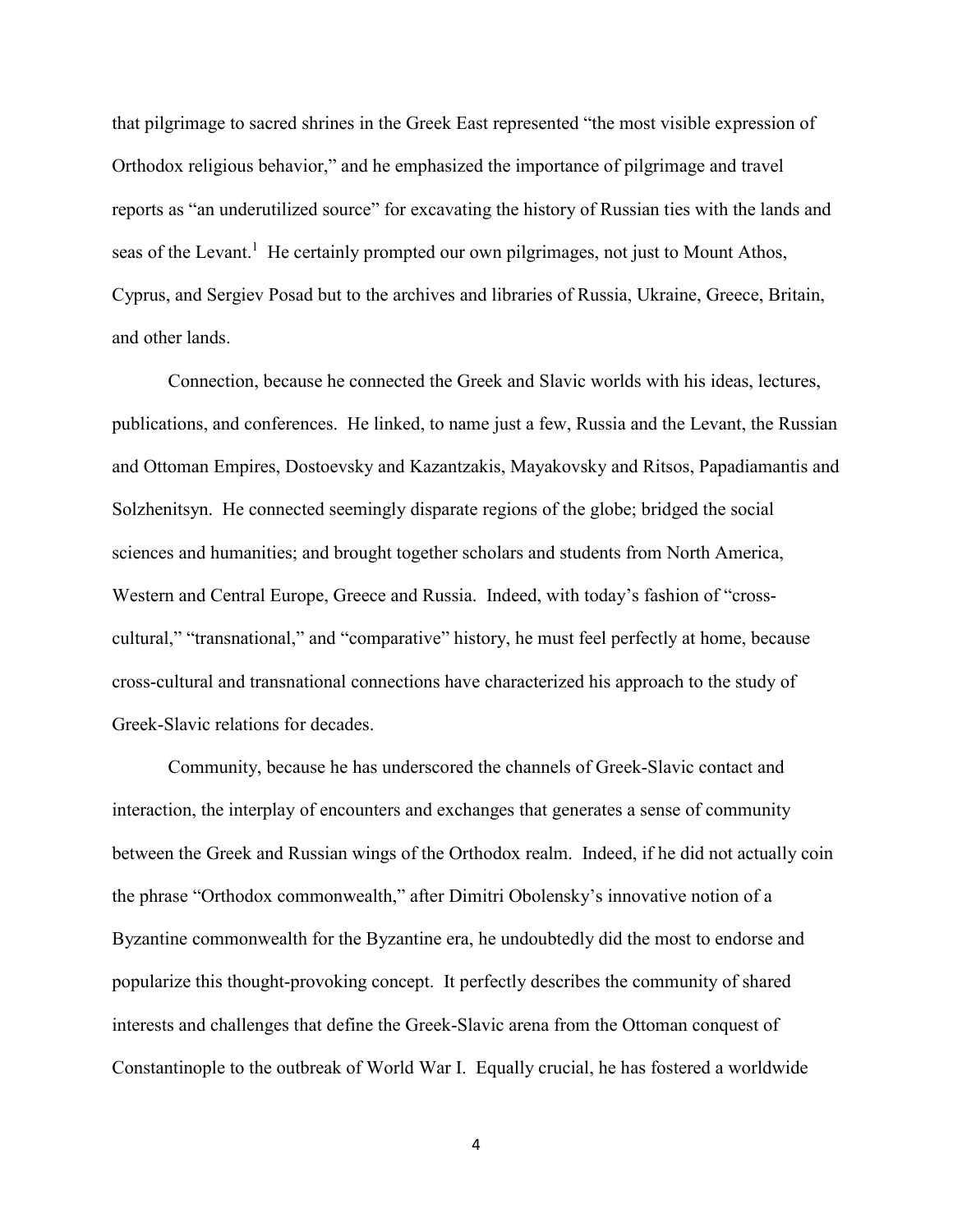that pilgrimage to sacred shrines in the Greek East represented "the most visible expression of Orthodox religious behavior," and he emphasized the importance of pilgrimage and travel reports as "an underutilized source" for excavating the history of Russian ties with the lands and seas of the Levant.[1] He certainly prompted our own pilgrimages, not just to Mount Athos, Cyprus, and Sergiev Posad but to the archives and libraries of Russia, Ukraine, Greece, Britain, and other lands.

Connection, because he connected the Greek and Slavic worlds with his ideas, lectures, publications, and conferences. He linked, to name just a few, Russia and the Levant, the Russian and Ottoman Empires, Dostoevsky and Kazantzakis, Mayakovsky and Ritsos, Papadiamantis and Solzhenitsyn. He connected seemingly disparate regions of the globe; bridged the social sciences and humanities; and brought together scholars and students from North America, Western and Central Europe, Greece and Russia. Indeed, with today's fashion of "cross-cultural," "transnational," and "comparative" history, he must feel perfectly at home, because cross-cultural and transnational connections have characterized his approach to the study of Greek-Slavic relations for decades.

Community, because he has underscored the channels of Greek-Slavic contact and interaction, the interplay of encounters and exchanges that generates a sense of community between the Greek and Russian wings of the Orthodox realm. Indeed, if he did not actually coin the phrase "Orthodox commonwealth," after Dimitri Obolensky's innovative notion of a Byzantine commonwealth for the Byzantine era, he undoubtedly did the most to endorse and popularize this thought-provoking concept. It perfectly describes the community of shared interests and challenges that define the Greek-Slavic arena from the Ottoman conquest of Constantinople to the outbreak of World War I. Equally crucial, he has fostered a worldwide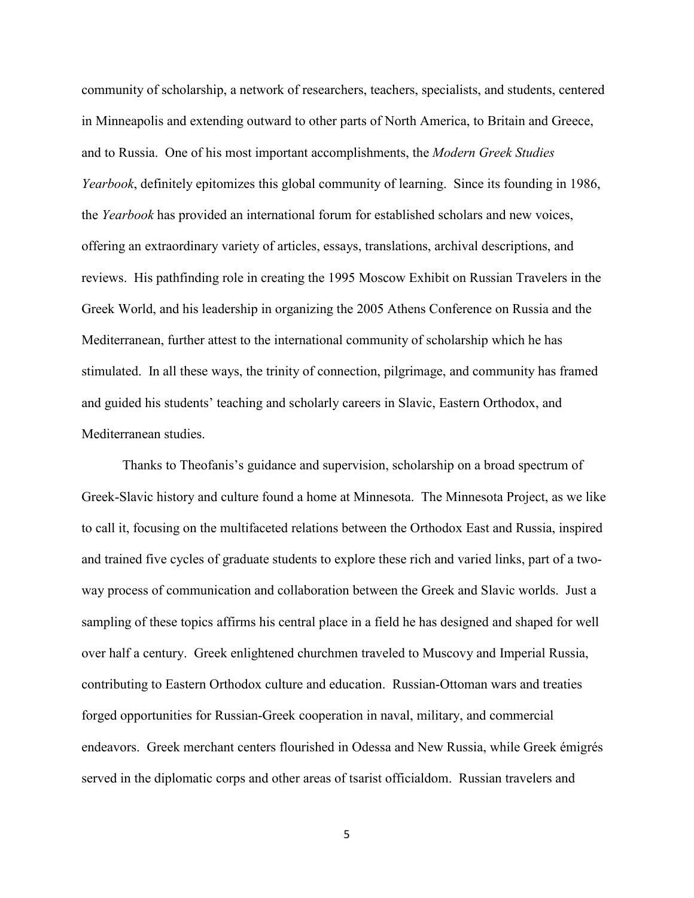community of scholarship, a network of researchers, teachers, specialists, and students, centered in Minneapolis and extending outward to other parts of North America, to Britain and Greece, and to Russia. One of his most important accomplishments, the *Modern Greek Studies Yearbook*, definitely epitomizes this global community of learning. Since its founding in 1986, the *Yearbook* has provided an international forum for established scholars and new voices, offering an extraordinary variety of articles, essays, translations, archival descriptions, and reviews. His pathfinding role in creating the 1995 Moscow Exhibit on Russian Travelers in the Greek World, and his leadership in organizing the 2005 Athens Conference on Russia and the Mediterranean, further attest to the international community of scholarship which he has stimulated. In all these ways, the trinity of connection, pilgrimage, and community has framed and guided his students' teaching and scholarly careers in Slavic, Eastern Orthodox, and Mediterranean studies.

Thanks to Theofanis's guidance and supervision, scholarship on a broad spectrum of Greek-Slavic history and culture found a home at Minnesota. The Minnesota Project, as we like to call it, focusing on the multifaceted relations between the Orthodox East and Russia, inspired and trained five cycles of graduate students to explore these rich and varied links, part of a two-way process of communication and collaboration between the Greek and Slavic worlds. Just a sampling of these topics affirms his central place in a field he has designed and shaped for well over half a century. Greek enlightened churchmen traveled to Muscovy and Imperial Russia, contributing to Eastern Orthodox culture and education. Russian-Ottoman wars and treaties forged opportunities for Russian-Greek cooperation in naval, military, and commercial endeavors. Greek merchant centers flourished in Odessa and New Russia, while Greek émigrés served in the diplomatic corps and other areas of tsarist officialdom. Russian travelers and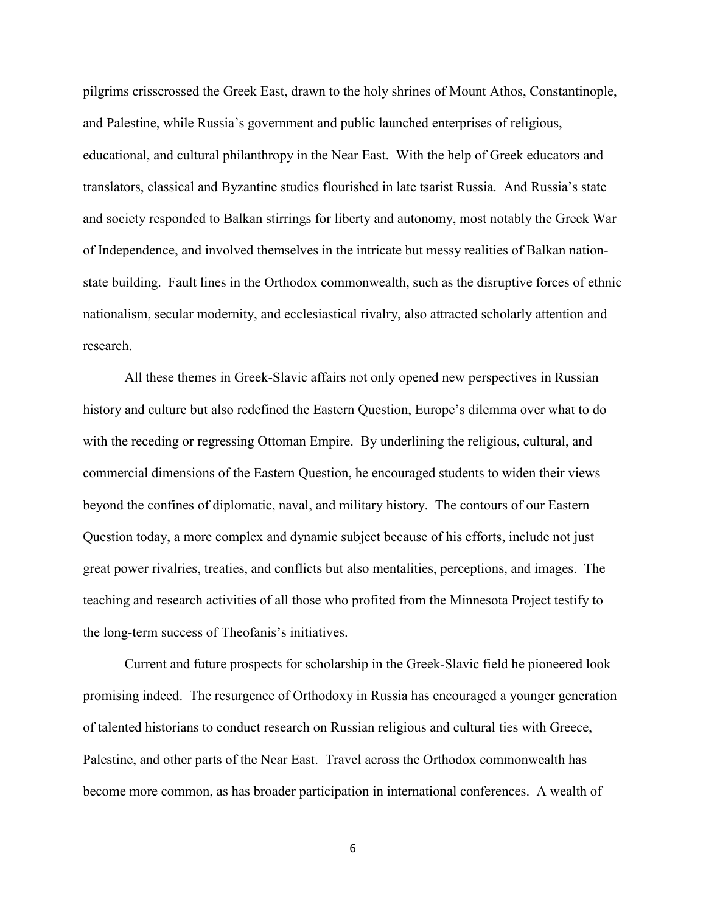pilgrims crisscrossed the Greek East, drawn to the holy shrines of Mount Athos, Constantinople, and Palestine, while Russia's government and public launched enterprises of religious, educational, and cultural philanthropy in the Near East. With the help of Greek educators and translators, classical and Byzantine studies flourished in late tsarist Russia. And Russia's state and society responded to Balkan stirrings for liberty and autonomy, most notably the Greek War of Independence, and involved themselves in the intricate but messy realities of Balkan nation-state building. Fault lines in the Orthodox commonwealth, such as the disruptive forces of ethnic nationalism, secular modernity, and ecclesiastical rivalry, also attracted scholarly attention and research.

All these themes in Greek-Slavic affairs not only opened new perspectives in Russian history and culture but also redefined the Eastern Question, Europe's dilemma over what to do with the receding or regressing Ottoman Empire. By underlining the religious, cultural, and commercial dimensions of the Eastern Question, he encouraged students to widen their views beyond the confines of diplomatic, naval, and military history. The contours of our Eastern Question today, a more complex and dynamic subject because of his efforts, include not just great power rivalries, treaties, and conflicts but also mentalities, perceptions, and images. The teaching and research activities of all those who profited from the Minnesota Project testify to the long-term success of Theofanis's initiatives.

Current and future prospects for scholarship in the Greek-Slavic field he pioneered look promising indeed. The resurgence of Orthodoxy in Russia has encouraged a younger generation of talented historians to conduct research on Russian religious and cultural ties with Greece, Palestine, and other parts of the Near East. Travel across the Orthodox commonwealth has become more common, as has broader participation in international conferences. A wealth of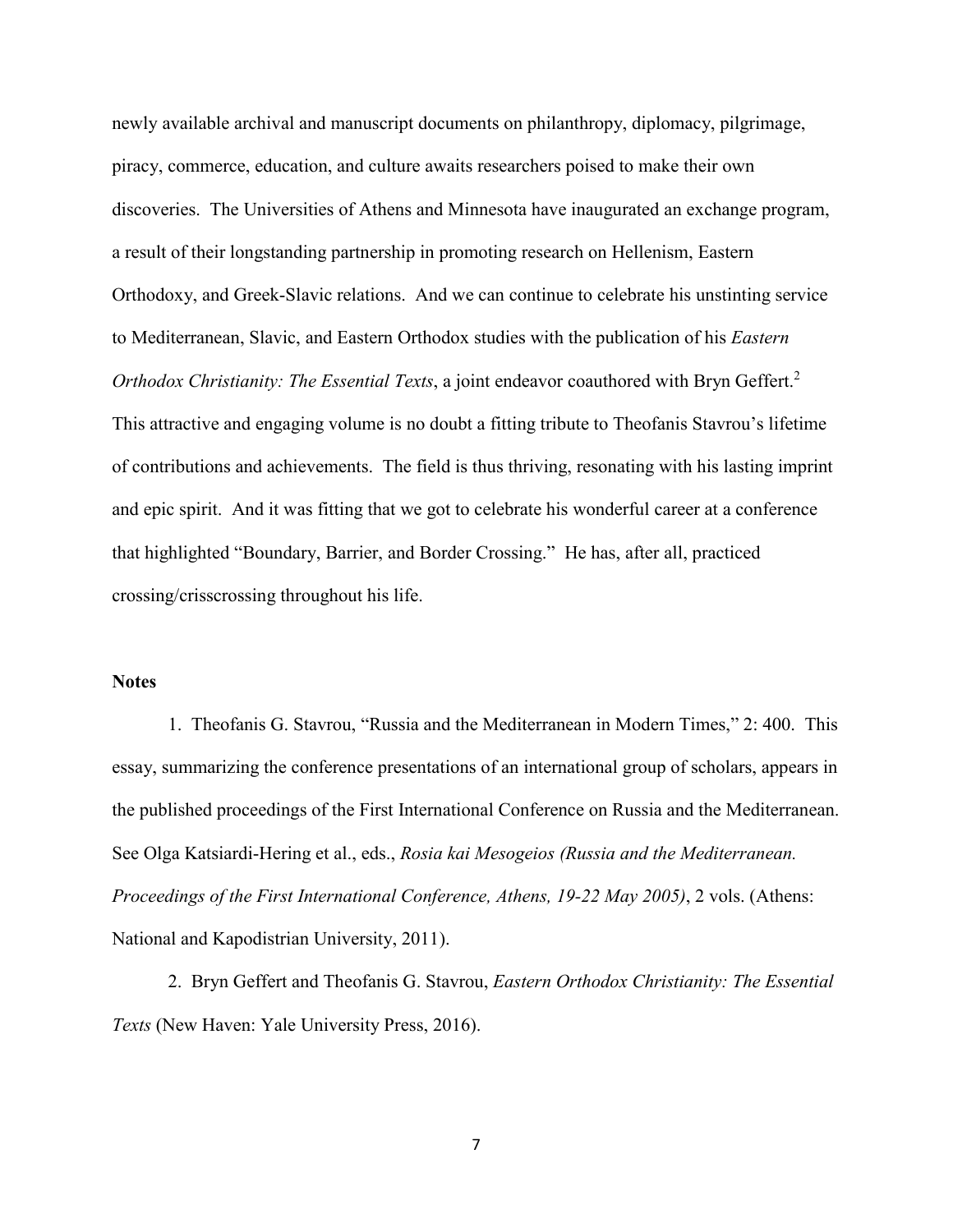newly available archival and manuscript documents on philanthropy, diplomacy, pilgrimage, piracy, commerce, education, and culture awaits researchers poised to make their own discoveries. The Universities of Athens and Minnesota have inaugurated an exchange program, a result of their longstanding partnership in promoting research on Hellenism, Eastern Orthodoxy, and Greek-Slavic relations. And we can continue to celebrate his unstinting service to Mediterranean, Slavic, and Eastern Orthodox studies with the publication of his *Eastern Orthodox Christianity: The Essential Texts*, a joint endeavor coauthored with Bryn Geffert.[2] This attractive and engaging volume is no doubt a fitting tribute to Theofanis Stavrou's lifetime of contributions and achievements. The field is thus thriving, resonating with his lasting imprint and epic spirit. And it was fitting that we got to celebrate his wonderful career at a conference that highlighted "Boundary, Barrier, and Border Crossing." He has, after all, practiced crossing/crisscrossing throughout his life.

**Notes**

1. Theofanis G. Stavrou, "Russia and the Mediterranean in Modern Times," 2: 400. This essay, summarizing the conference presentations of an international group of scholars, appears in the published proceedings of the First International Conference on Russia and the Mediterranean. See Olga Katsiardi-Hering et al., eds., *Rosia kai Mesogeios (Russia and the Mediterranean. Proceedings of the First International Conference, Athens, 19-22 May 2005)*, 2 vols. (Athens: National and Kapodistrian University, 2011).

2. Bryn Geffert and Theofanis G. Stavrou, *Eastern Orthodox Christianity: The Essential Texts* (New Haven: Yale University Press, 2016).